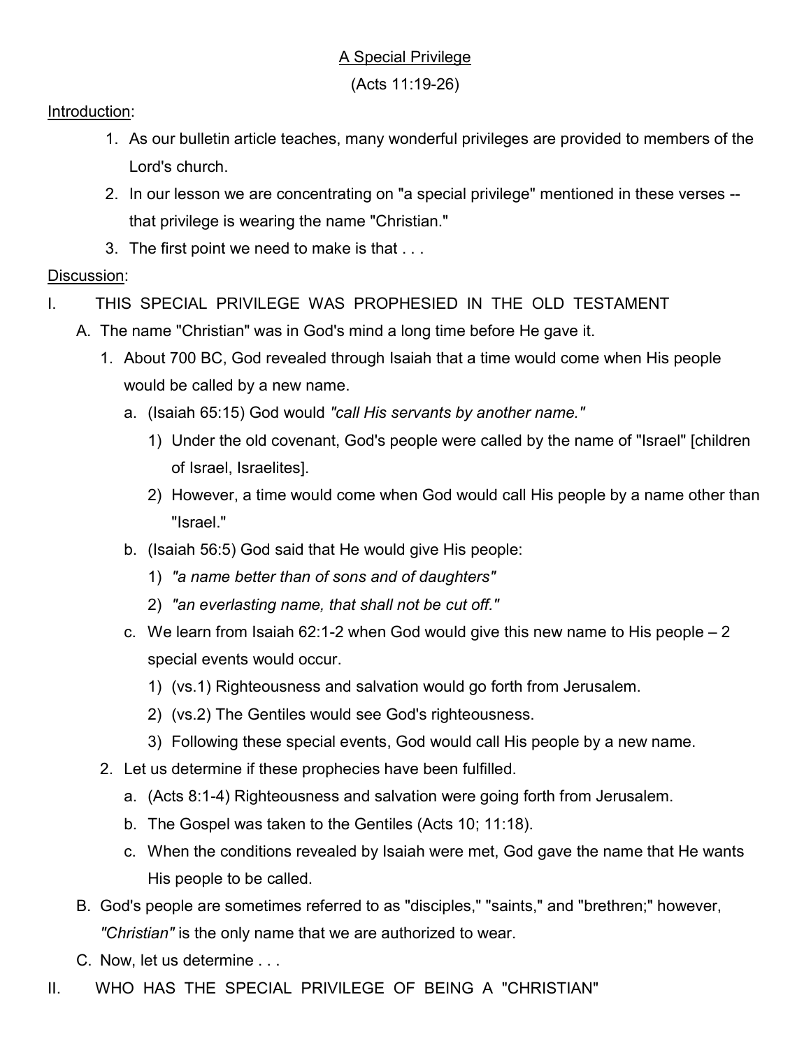<u>A Special Privilege</u>

(Acts 11:19-26)

<u>Introduction</u>:

1. As our bulletin article teaches, many wonderful privileges are provided to members of the Lord's church.
2. In our lesson we are concentrating on "a special privilege" mentioned in these verses -- that privilege is wearing the name "Christian."
3. The first point we need to make is that . . .

<u>Discussion</u>:

I. THIS SPECIAL PRIVILEGE WAS PROPHESIED IN THE OLD TESTAMENT
   A. The name "Christian" was in God's mind a long time before He gave it.
      1. About 700 BC, God revealed through Isaiah that a time would come when His people would be called by a new name.
         a. (Isaiah 65:15) God would *"call His servants by another name."*
            1) Under the old covenant, God's people were called by the name of "Israel" [children of Israel, Israelites].
            2) However, a time would come when God would call His people by a name other than "Israel."
         b. (Isaiah 56:5) God said that He would give His people:
            1) *"a name better than of sons and of daughters"*
            2) *"an everlasting name, that shall not be cut off."*
         c. We learn from Isaiah 62:1-2 when God would give this new name to His people – 2 special events would occur.
            1) (vs.1) Righteousness and salvation would go forth from Jerusalem.
            2) (vs.2) The Gentiles would see God's righteousness.
            3) Following these special events, God would call His people by a new name.
      2. Let us determine if these prophecies have been fulfilled.
         a. (Acts 8:1-4) Righteousness and salvation were going forth from Jerusalem.
         b. The Gospel was taken to the Gentiles (Acts 10; 11:18).
         c. When the conditions revealed by Isaiah were met, God gave the name that He wants His people to be called.
   B. God's people are sometimes referred to as "disciples," "saints," and "brethren;" however, *"Christian"* is the only name that we are authorized to wear.
   C. Now, let us determine . . .

II. WHO HAS THE SPECIAL PRIVILEGE OF BEING A "CHRISTIAN"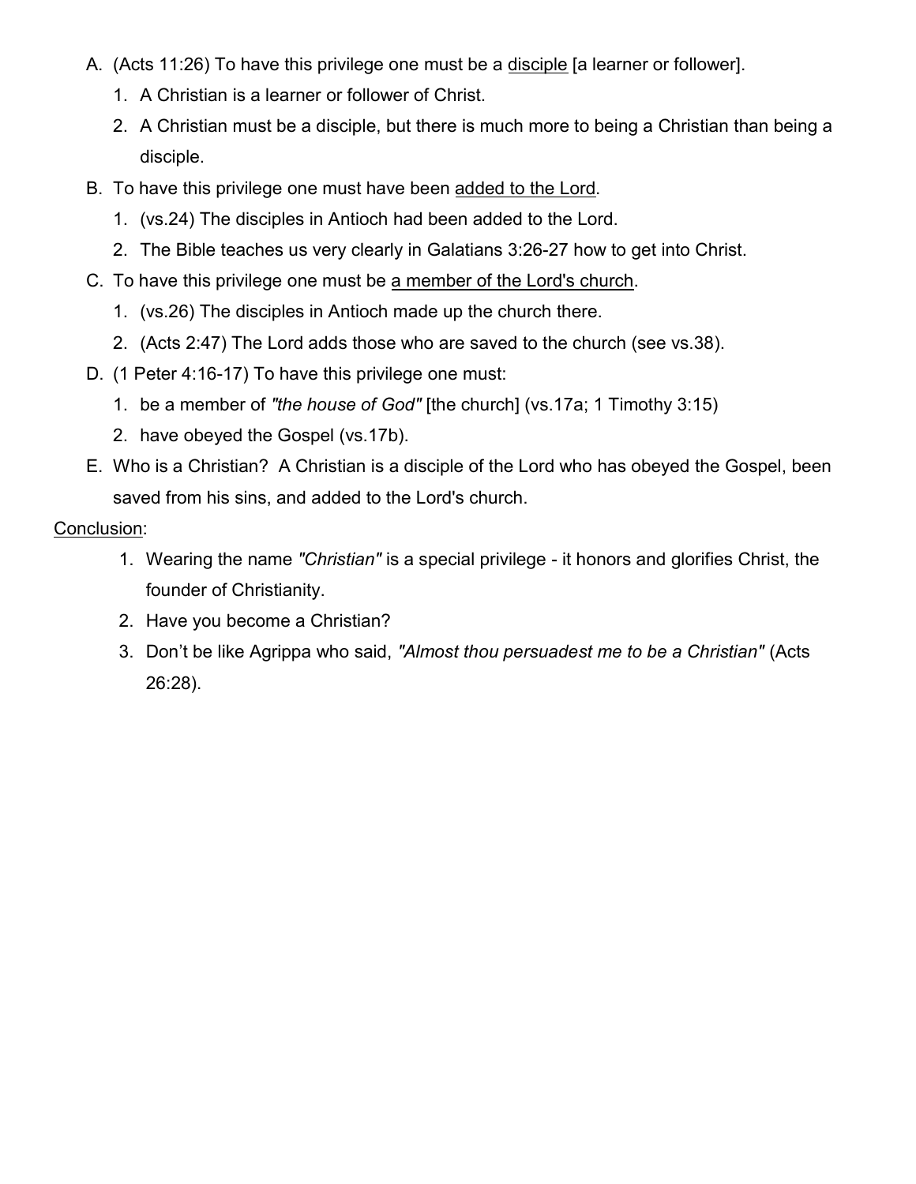A. (Acts 11:26) To have this privilege one must be a <u>disciple</u> [a learner or follower].

   1. A Christian is a learner or follower of Christ.
   2. A Christian must be a disciple, but there is much more to being a Christian than being a disciple.

B. To have this privilege one must have been <u>added to the Lord</u>.

   1. (vs.24) The disciples in Antioch had been added to the Lord.
   2. The Bible teaches us very clearly in Galatians 3:26-27 how to get into Christ.

C. To have this privilege one must be <u>a member of the Lord's church</u>.

   1. (vs.26) The disciples in Antioch made up the church there.
   2. (Acts 2:47) The Lord adds those who are saved to the church (see vs.38).

D. (1 Peter 4:16-17) To have this privilege one must:

   1. be a member of *"the house of God"* [the church] (vs.17a; 1 Timothy 3:15)
   2. have obeyed the Gospel (vs.17b).

E. Who is a Christian? A Christian is a disciple of the Lord who has obeyed the Gospel, been saved from his sins, and added to the Lord's church.

<u>Conclusion</u>:

1. Wearing the name *"Christian"* is a special privilege - it honors and glorifies Christ, the founder of Christianity.
2. Have you become a Christian?
3. Don't be like Agrippa who said, *"Almost thou persuadest me to be a Christian"* (Acts 26:28).